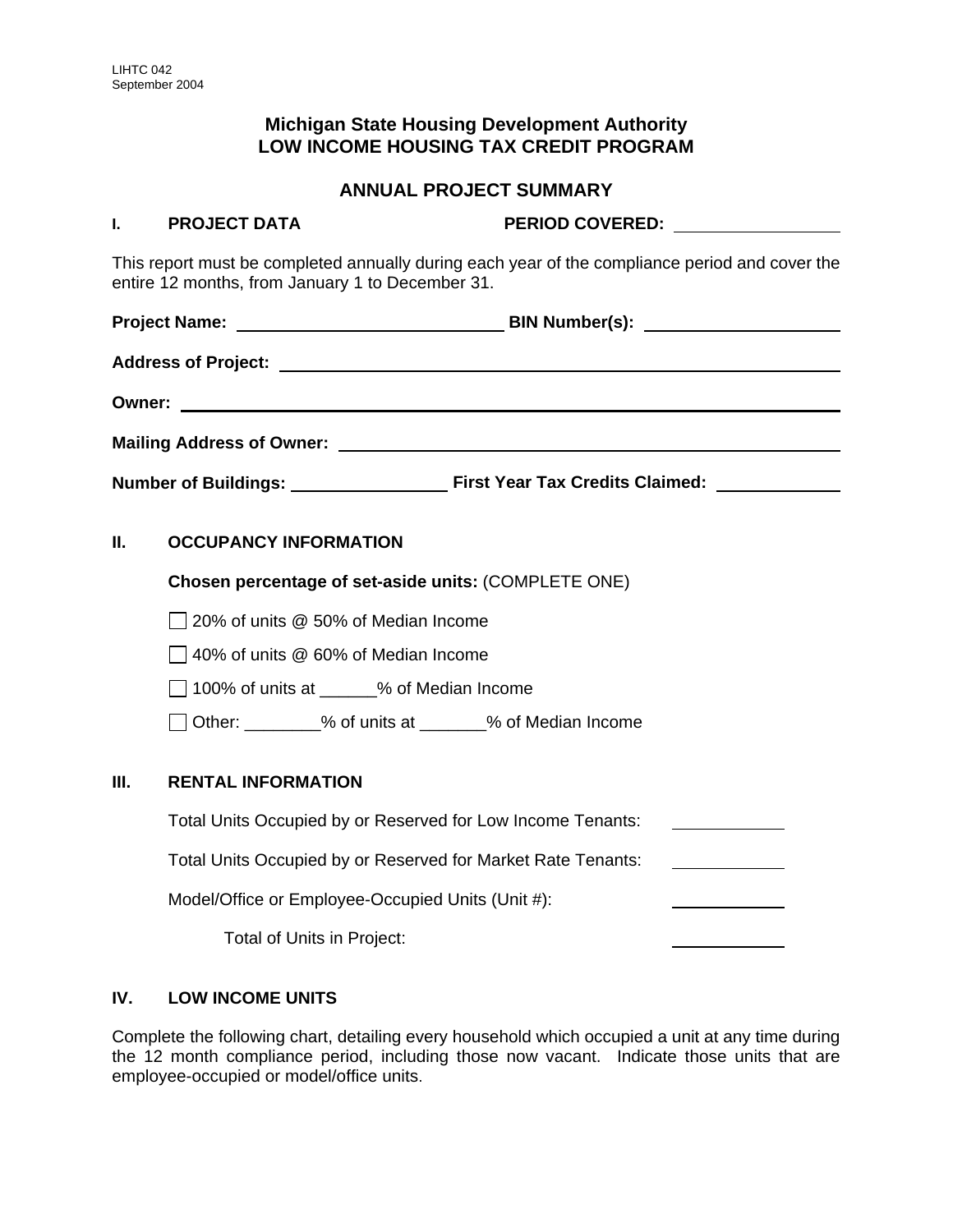LIHTC 042
September 2004

# Michigan State Housing Development Authority
# LOW INCOME HOUSING TAX CREDIT PROGRAM

## ANNUAL PROJECT SUMMARY

**I. PROJECT DATA** **PERIOD COVERED:** ____________

This report must be completed annually during each year of the compliance period and cover the entire 12 months, from January 1 to December 31.

**Project Name:** ____________________ **BIN Number(s):** ____________

**Address of Project:** ________________________________________

**Owner:** ________________________________________

**Mailing Address of Owner:** ________________________________________

**Number of Buildings:** ____________ **First Year Tax Credits Claimed:** ____________

**II. OCCUPANCY INFORMATION**

**Chosen percentage of set-aside units:** (COMPLETE ONE)

- ☐ 20% of units @ 50% of Median Income
- ☐ 40% of units @ 60% of Median Income
- ☐ 100% of units at ______% of Median Income
- ☐ Other: ________% of units at _______% of Median Income

**III. RENTAL INFORMATION**

Total Units Occupied by or Reserved for Low Income Tenants: ____________

Total Units Occupied by or Reserved for Market Rate Tenants: ____________

Model/Office or Employee-Occupied Units (Unit #): ____________

Total of Units in Project: ____________

**IV. LOW INCOME UNITS**

Complete the following chart, detailing every household which occupied a unit at any time during the 12 month compliance period, including those now vacant. Indicate those units that are employee-occupied or model/office units.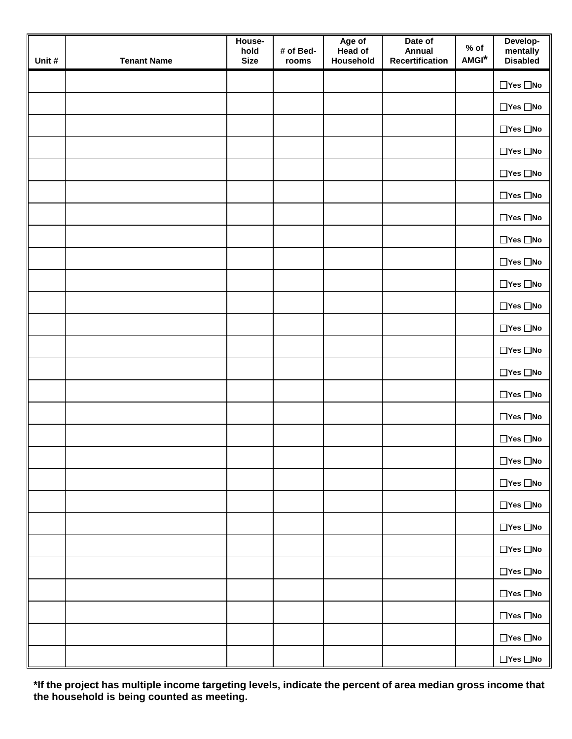| Unit # | Tenant Name | Household Size | # of Bedrooms | Age of Head of Household | Date of Annual Recertification | % of AMGI* | Developmentally Disabled |
|---|---|---|---|---|---|---|---|
| | | | | | | | ☐Yes ☐No |
| | | | | | | | ☐Yes ☐No |
| | | | | | | | ☐Yes ☐No |
| | | | | | | | ☐Yes ☐No |
| | | | | | | | ☐Yes ☐No |
| | | | | | | | ☐Yes ☐No |
| | | | | | | | ☐Yes ☐No |
| | | | | | | | ☐Yes ☐No |
| | | | | | | | ☐Yes ☐No |
| | | | | | | | ☐Yes ☐No |
| | | | | | | | ☐Yes ☐No |
| | | | | | | | ☐Yes ☐No |
| | | | | | | | ☐Yes ☐No |
| | | | | | | | ☐Yes ☐No |
| | | | | | | | ☐Yes ☐No |
| | | | | | | | ☐Yes ☐No |
| | | | | | | | ☐Yes ☐No |
| | | | | | | | ☐Yes ☐No |
| | | | | | | | ☐Yes ☐No |
| | | | | | | | ☐Yes ☐No |
| | | | | | | | ☐Yes ☐No |
| | | | | | | | ☐Yes ☐No |
| | | | | | | | ☐Yes ☐No |
| | | | | | | | ☐Yes ☐No |
| | | | | | | | ☐Yes ☐No |
| | | | | | | | ☐Yes ☐No |
| | | | | | | | ☐Yes ☐No |

**\*If the project has multiple income targeting levels, indicate the percent of area median gross income that the household is being counted as meeting.**